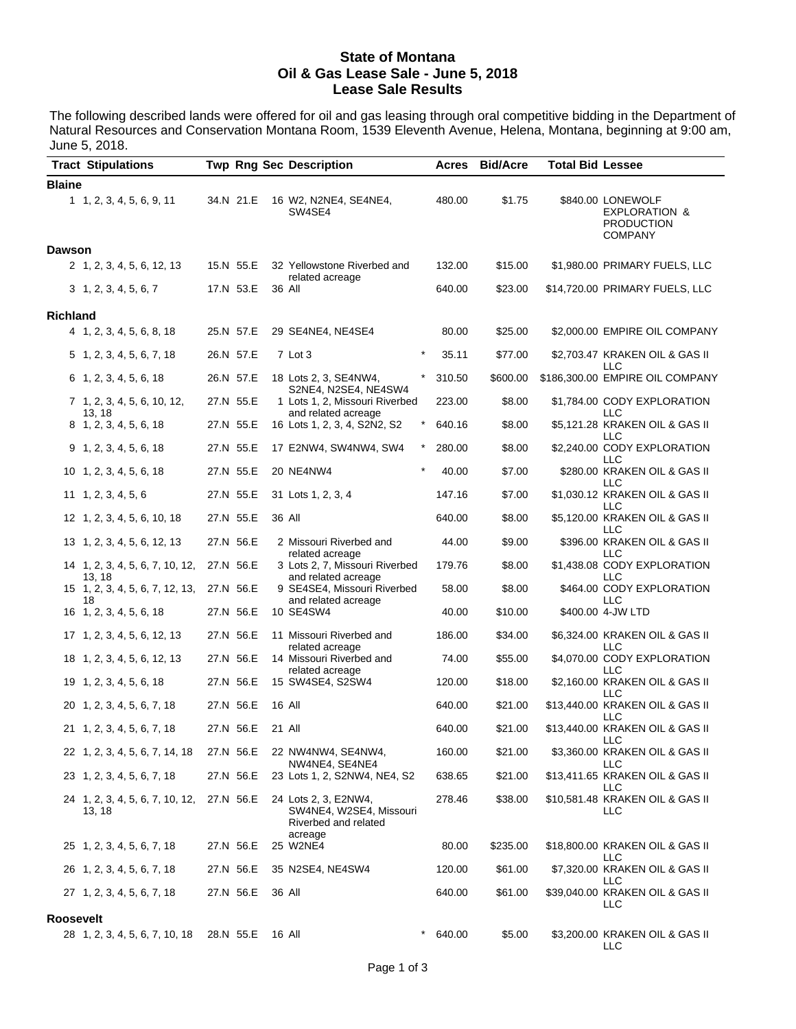**State of Montana**
**Oil & Gas Lease Sale - June 5, 2018**
**Lease Sale Results**

The following described lands were offered for oil and gas leasing through oral competitive bidding in the Department of Natural Resources and Conservation Montana Room, 1539 Eleventh Avenue, Helena, Montana, beginning at 9:00 am, June 5, 2018.

| Tract | Stipulations | Twp | Rng | Sec | Description | | Acres | Bid/Acre | Total Bid | Lessee |
|---|---|---|---|---|---|---|---|---|---|---|
| **Blaine** | | | | | | | | | | |
| 1 | 1, 2, 3, 4, 5, 6, 9, 11 | 34.N | 21.E | 16 | W2, N2NE4, SE4NE4, SW4SE4 | | 480.00 | $1.75 | $840.00 | LONEWOLF EXPLORATION & PRODUCTION COMPANY |
| **Dawson** | | | | | | | | | | |
| 2 | 1, 2, 3, 4, 5, 6, 12, 13 | 15.N | 55.E | 32 | Yellowstone Riverbed and related acreage | | 132.00 | $15.00 | $1,980.00 | PRIMARY FUELS, LLC |
| 3 | 1, 2, 3, 4, 5, 6, 7 | 17.N | 53.E | 36 | All | | 640.00 | $23.00 | $14,720.00 | PRIMARY FUELS, LLC |
| **Richland** | | | | | | | | | | |
| 4 | 1, 2, 3, 4, 5, 6, 8, 18 | 25.N | 57.E | 29 | SE4NE4, NE4SE4 | | 80.00 | $25.00 | $2,000.00 | EMPIRE OIL COMPANY |
| 5 | 1, 2, 3, 4, 5, 6, 7, 18 | 26.N | 57.E | 7 | Lot 3 | * | 35.11 | $77.00 | $2,703.47 | KRAKEN OIL & GAS II LLC |
| 6 | 1, 2, 3, 4, 5, 6, 18 | 26.N | 57.E | 18 | Lots 2, 3, SE4NW4, S2NE4, N2SE4, NE4SW4 | * | 310.50 | $600.00 | $186,300.00 | EMPIRE OIL COMPANY |
| 7 | 1, 2, 3, 4, 5, 6, 10, 12, 13, 18 | 27.N | 55.E | 1 | Lots 1, 2, Missouri Riverbed and related acreage | | 223.00 | $8.00 | $1,784.00 | CODY EXPLORATION LLC |
| 8 | 1, 2, 3, 4, 5, 6, 18 | 27.N | 55.E | 16 | Lots 1, 2, 3, 4, S2N2, S2 | * | 640.16 | $8.00 | $5,121.28 | KRAKEN OIL & GAS II LLC |
| 9 | 1, 2, 3, 4, 5, 6, 18 | 27.N | 55.E | 17 | E2NW4, SW4NW4, SW4 | * | 280.00 | $8.00 | $2,240.00 | CODY EXPLORATION LLC |
| 10 | 1, 2, 3, 4, 5, 6, 18 | 27.N | 55.E | 20 | NE4NW4 | * | 40.00 | $7.00 | $280.00 | KRAKEN OIL & GAS II LLC |
| 11 | 1, 2, 3, 4, 5, 6 | 27.N | 55.E | 31 | Lots 1, 2, 3, 4 | | 147.16 | $7.00 | $1,030.12 | KRAKEN OIL & GAS II LLC |
| 12 | 1, 2, 3, 4, 5, 6, 10, 18 | 27.N | 55.E | 36 | All | | 640.00 | $8.00 | $5,120.00 | KRAKEN OIL & GAS II LLC |
| 13 | 1, 2, 3, 4, 5, 6, 12, 13 | 27.N | 56.E | 2 | Missouri Riverbed and related acreage | | 44.00 | $9.00 | $396.00 | KRAKEN OIL & GAS II LLC |
| 14 | 1, 2, 3, 4, 5, 6, 7, 10, 12, 13, 18 | 27.N | 56.E | 3 | Lots 2, 7, Missouri Riverbed and related acreage | | 179.76 | $8.00 | $1,438.08 | CODY EXPLORATION LLC |
| 15 | 1, 2, 3, 4, 5, 6, 7, 12, 13, 18 | 27.N | 56.E | 9 | SE4SE4, Missouri Riverbed and related acreage | | 58.00 | $8.00 | $464.00 | CODY EXPLORATION LLC |
| 16 | 1, 2, 3, 4, 5, 6, 18 | 27.N | 56.E | 10 | SE4SW4 | | 40.00 | $10.00 | $400.00 | 4-JW LTD |
| 17 | 1, 2, 3, 4, 5, 6, 12, 13 | 27.N | 56.E | 11 | Missouri Riverbed and related acreage | | 186.00 | $34.00 | $6,324.00 | KRAKEN OIL & GAS II LLC |
| 18 | 1, 2, 3, 4, 5, 6, 12, 13 | 27.N | 56.E | 14 | Missouri Riverbed and related acreage | | 74.00 | $55.00 | $4,070.00 | CODY EXPLORATION LLC |
| 19 | 1, 2, 3, 4, 5, 6, 18 | 27.N | 56.E | 15 | SW4SE4, S2SW4 | | 120.00 | $18.00 | $2,160.00 | KRAKEN OIL & GAS II LLC |
| 20 | 1, 2, 3, 4, 5, 6, 7, 18 | 27.N | 56.E | 16 | All | | 640.00 | $21.00 | $13,440.00 | KRAKEN OIL & GAS II LLC |
| 21 | 1, 2, 3, 4, 5, 6, 7, 18 | 27.N | 56.E | 21 | All | | 640.00 | $21.00 | $13,440.00 | KRAKEN OIL & GAS II LLC |
| 22 | 1, 2, 3, 4, 5, 6, 7, 14, 18 | 27.N | 56.E | 22 | NW4NW4, SE4NW4, NW4NE4, SE4NE4 | | 160.00 | $21.00 | $3,360.00 | KRAKEN OIL & GAS II LLC |
| 23 | 1, 2, 3, 4, 5, 6, 7, 18 | 27.N | 56.E | 23 | Lots 1, 2, S2NW4, NE4, S2 | | 638.65 | $21.00 | $13,411.65 | KRAKEN OIL & GAS II LLC |
| 24 | 1, 2, 3, 4, 5, 6, 7, 10, 12, 13, 18 | 27.N | 56.E | 24 | Lots 2, 3, E2NW4, SW4NE4, W2SE4, Missouri Riverbed and related acreage | | 278.46 | $38.00 | $10,581.48 | KRAKEN OIL & GAS II LLC |
| 25 | 1, 2, 3, 4, 5, 6, 7, 18 | 27.N | 56.E | 25 | W2NE4 | | 80.00 | $235.00 | $18,800.00 | KRAKEN OIL & GAS II LLC |
| 26 | 1, 2, 3, 4, 5, 6, 7, 18 | 27.N | 56.E | 35 | N2SE4, NE4SW4 | | 120.00 | $61.00 | $7,320.00 | KRAKEN OIL & GAS II LLC |
| 27 | 1, 2, 3, 4, 5, 6, 7, 18 | 27.N | 56.E | 36 | All | | 640.00 | $61.00 | $39,040.00 | KRAKEN OIL & GAS II LLC |
| **Roosevelt** | | | | | | | | | | |
| 28 | 1, 2, 3, 4, 5, 6, 7, 10, 18 | 28.N | 55.E | 16 | All | * | 640.00 | $5.00 | $3,200.00 | KRAKEN OIL & GAS II LLC |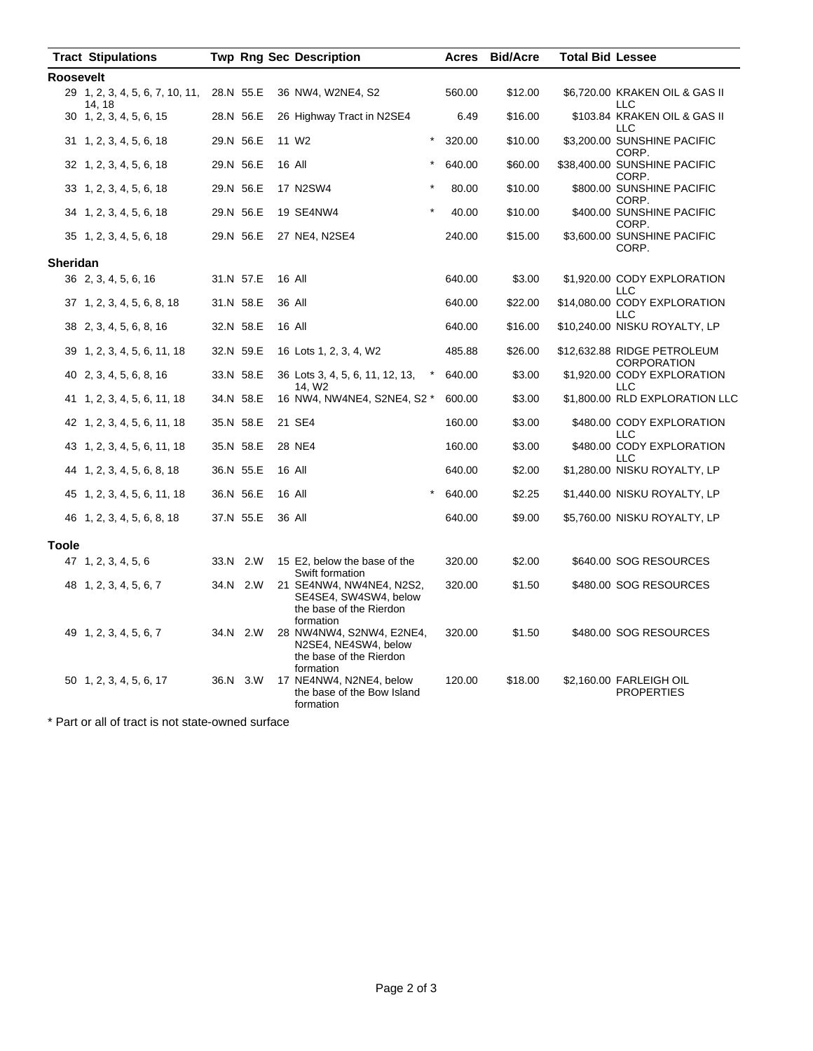| Tract | Stipulations | Twp | Rng | Sec | Description | | Acres | Bid/Acre | Total Bid | Lessee |
|---|---|---|---|---|---|---|---|---|---|---|
| **Roosevelt** | | | | | | | | | | |
| 29 | 1, 2, 3, 4, 5, 6, 7, 10, 11, 14, 18 | 28.N | 55.E | 36 | NW4, W2NE4, S2 | | 560.00 | $12.00 | $6,720.00 | KRAKEN OIL & GAS II LLC |
| 30 | 1, 2, 3, 4, 5, 6, 15 | 28.N | 56.E | 26 | Highway Tract in N2SE4 | | 6.49 | $16.00 | $103.84 | KRAKEN OIL & GAS II LLC |
| 31 | 1, 2, 3, 4, 5, 6, 18 | 29.N | 56.E | 11 | W2 | * | 320.00 | $10.00 | $3,200.00 | SUNSHINE PACIFIC CORP. |
| 32 | 1, 2, 3, 4, 5, 6, 18 | 29.N | 56.E | 16 | All | * | 640.00 | $60.00 | $38,400.00 | SUNSHINE PACIFIC CORP. |
| 33 | 1, 2, 3, 4, 5, 6, 18 | 29.N | 56.E | 17 | N2SW4 | * | 80.00 | $10.00 | $800.00 | SUNSHINE PACIFIC CORP. |
| 34 | 1, 2, 3, 4, 5, 6, 18 | 29.N | 56.E | 19 | SE4NW4 | * | 40.00 | $10.00 | $400.00 | SUNSHINE PACIFIC CORP. |
| 35 | 1, 2, 3, 4, 5, 6, 18 | 29.N | 56.E | 27 | NE4, N2SE4 | | 240.00 | $15.00 | $3,600.00 | SUNSHINE PACIFIC CORP. |
| **Sheridan** | | | | | | | | | | |
| 36 | 2, 3, 4, 5, 6, 16 | 31.N | 57.E | 16 | All | | 640.00 | $3.00 | $1,920.00 | CODY EXPLORATION LLC |
| 37 | 1, 2, 3, 4, 5, 6, 8, 18 | 31.N | 58.E | 36 | All | | 640.00 | $22.00 | $14,080.00 | CODY EXPLORATION LLC |
| 38 | 2, 3, 4, 5, 6, 8, 16 | 32.N | 58.E | 16 | All | | 640.00 | $16.00 | $10,240.00 | NISKU ROYALTY, LP |
| 39 | 1, 2, 3, 4, 5, 6, 11, 18 | 32.N | 59.E | 16 | Lots 1, 2, 3, 4, W2 | | 485.88 | $26.00 | $12,632.88 | RIDGE PETROLEUM CORPORATION |
| 40 | 2, 3, 4, 5, 6, 8, 16 | 33.N | 58.E | 36 | Lots 3, 4, 5, 6, 11, 12, 13, 14, W2 | * | 640.00 | $3.00 | $1,920.00 | CODY EXPLORATION LLC |
| 41 | 1, 2, 3, 4, 5, 6, 11, 18 | 34.N | 58.E | 16 | NW4, NW4NE4, S2NE4, S2 | * | 600.00 | $3.00 | $1,800.00 | RLD EXPLORATION LLC |
| 42 | 1, 2, 3, 4, 5, 6, 11, 18 | 35.N | 58.E | 21 | SE4 | | 160.00 | $3.00 | $480.00 | CODY EXPLORATION LLC |
| 43 | 1, 2, 3, 4, 5, 6, 11, 18 | 35.N | 58.E | 28 | NE4 | | 160.00 | $3.00 | $480.00 | CODY EXPLORATION LLC |
| 44 | 1, 2, 3, 4, 5, 6, 8, 18 | 36.N | 55.E | 16 | All | | 640.00 | $2.00 | $1,280.00 | NISKU ROYALTY, LP |
| 45 | 1, 2, 3, 4, 5, 6, 11, 18 | 36.N | 56.E | 16 | All | * | 640.00 | $2.25 | $1,440.00 | NISKU ROYALTY, LP |
| 46 | 1, 2, 3, 4, 5, 6, 8, 18 | 37.N | 55.E | 36 | All | | 640.00 | $9.00 | $5,760.00 | NISKU ROYALTY, LP |
| **Toole** | | | | | | | | | | |
| 47 | 1, 2, 3, 4, 5, 6 | 33.N | 2.W | 15 | E2, below the base of the Swift formation | | 320.00 | $2.00 | $640.00 | SOG RESOURCES |
| 48 | 1, 2, 3, 4, 5, 6, 7 | 34.N | 2.W | 21 | SE4NW4, NW4NE4, N2S2, SE4SE4, SW4SW4, below the base of the Rierdon formation | | 320.00 | $1.50 | $480.00 | SOG RESOURCES |
| 49 | 1, 2, 3, 4, 5, 6, 7 | 34.N | 2.W | 28 | NW4NW4, S2NW4, E2NE4, N2SE4, NE4SW4, below the base of the Rierdon formation | | 320.00 | $1.50 | $480.00 | SOG RESOURCES |
| 50 | 1, 2, 3, 4, 5, 6, 17 | 36.N | 3.W | 17 | NE4NW4, N2NE4, below the base of the Bow Island formation | | 120.00 | $18.00 | $2,160.00 | FARLEIGH OIL PROPERTIES |

\* Part or all of tract is not state-owned surface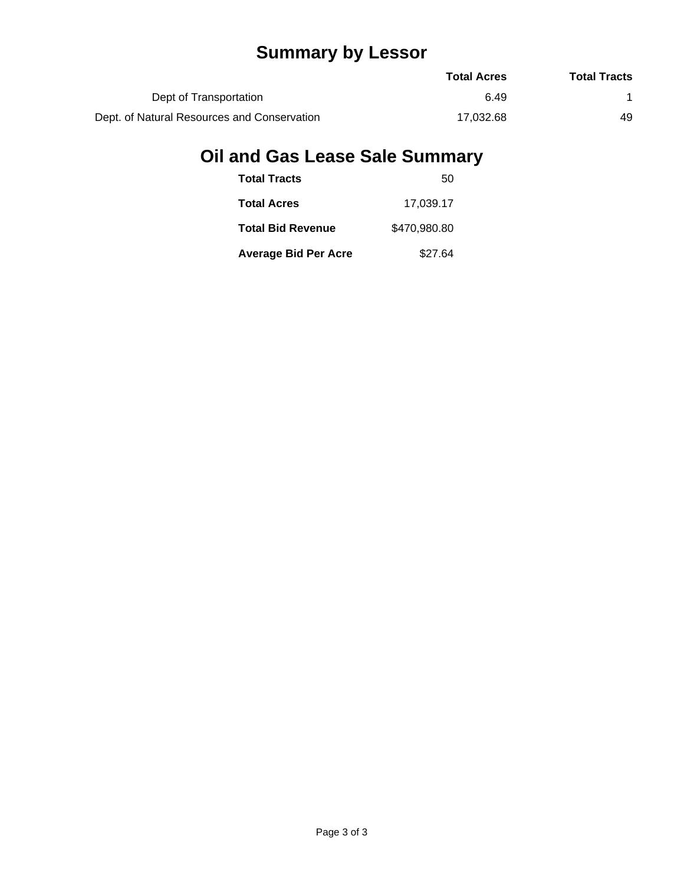# Summary by Lessor

| | Total Acres | Total Tracts |
|---|---|---|
| Dept of Transportation | 6.49 | 1 |
| Dept. of Natural Resources and Conservation | 17,032.68 | 49 |

# Oil and Gas Lease Sale Summary

| | |
|---|---|
| **Total Tracts** | 50 |
| **Total Acres** | 17,039.17 |
| **Total Bid Revenue** | $470,980.80 |
| **Average Bid Per Acre** | $27.64 |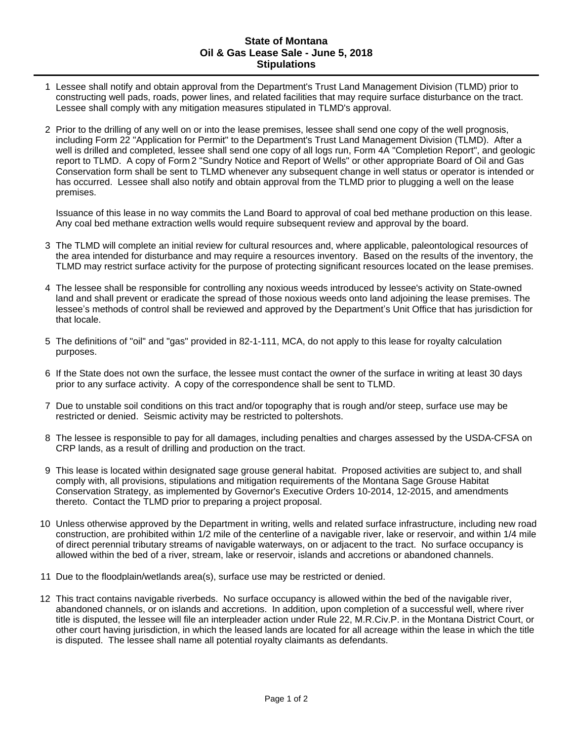# State of Montana
## Oil & Gas Lease Sale - June 5, 2018
## Stipulations

1 Lessee shall notify and obtain approval from the Department's Trust Land Management Division (TLMD) prior to constructing well pads, roads, power lines, and related facilities that may require surface disturbance on the tract. Lessee shall comply with any mitigation measures stipulated in TLMD's approval.

2 Prior to the drilling of any well on or into the lease premises, lessee shall send one copy of the well prognosis, including Form 22 "Application for Permit" to the Department's Trust Land Management Division (TLMD). After a well is drilled and completed, lessee shall send one copy of all logs run, Form 4A "Completion Report", and geologic report to TLMD. A copy of Form 2 "Sundry Notice and Report of Wells" or other appropriate Board of Oil and Gas Conservation form shall be sent to TLMD whenever any subsequent change in well status or operator is intended or has occurred. Lessee shall also notify and obtain approval from the TLMD prior to plugging a well on the lease premises.

Issuance of this lease in no way commits the Land Board to approval of coal bed methane production on this lease. Any coal bed methane extraction wells would require subsequent review and approval by the board.

3 The TLMD will complete an initial review for cultural resources and, where applicable, paleontological resources of the area intended for disturbance and may require a resources inventory. Based on the results of the inventory, the TLMD may restrict surface activity for the purpose of protecting significant resources located on the lease premises.

4 The lessee shall be responsible for controlling any noxious weeds introduced by lessee's activity on State-owned land and shall prevent or eradicate the spread of those noxious weeds onto land adjoining the lease premises. The lessee's methods of control shall be reviewed and approved by the Department's Unit Office that has jurisdiction for that locale.

5 The definitions of "oil" and "gas" provided in 82-1-111, MCA, do not apply to this lease for royalty calculation purposes.

6 If the State does not own the surface, the lessee must contact the owner of the surface in writing at least 30 days prior to any surface activity. A copy of the correspondence shall be sent to TLMD.

7 Due to unstable soil conditions on this tract and/or topography that is rough and/or steep, surface use may be restricted or denied. Seismic activity may be restricted to poltershots.

8 The lessee is responsible to pay for all damages, including penalties and charges assessed by the USDA-CFSA on CRP lands, as a result of drilling and production on the tract.

9 This lease is located within designated sage grouse general habitat. Proposed activities are subject to, and shall comply with, all provisions, stipulations and mitigation requirements of the Montana Sage Grouse Habitat Conservation Strategy, as implemented by Governor's Executive Orders 10-2014, 12-2015, and amendments thereto. Contact the TLMD prior to preparing a project proposal.

10 Unless otherwise approved by the Department in writing, wells and related surface infrastructure, including new road construction, are prohibited within 1/2 mile of the centerline of a navigable river, lake or reservoir, and within 1/4 mile of direct perennial tributary streams of navigable waterways, on or adjacent to the tract. No surface occupancy is allowed within the bed of a river, stream, lake or reservoir, islands and accretions or abandoned channels.

11 Due to the floodplain/wetlands area(s), surface use may be restricted or denied.

12 This tract contains navigable riverbeds. No surface occupancy is allowed within the bed of the navigable river, abandoned channels, or on islands and accretions. In addition, upon completion of a successful well, where river title is disputed, the lessee will file an interpleader action under Rule 22, M.R.Civ.P. in the Montana District Court, or other court having jurisdiction, in which the leased lands are located for all acreage within the lease in which the title is disputed. The lessee shall name all potential royalty claimants as defendants.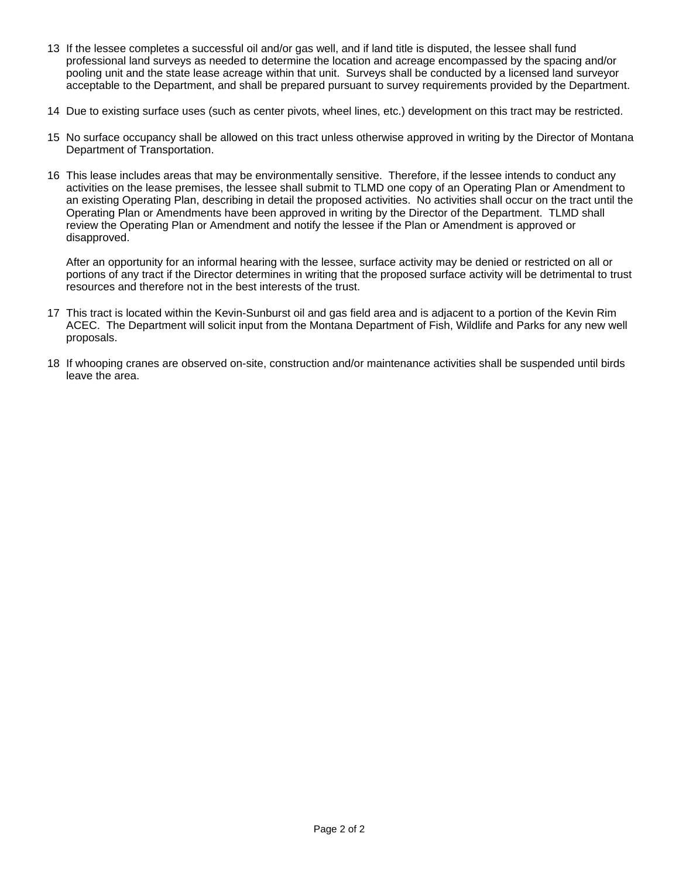13 If the lessee completes a successful oil and/or gas well, and if land title is disputed, the lessee shall fund professional land surveys as needed to determine the location and acreage encompassed by the spacing and/or pooling unit and the state lease acreage within that unit. Surveys shall be conducted by a licensed land surveyor acceptable to the Department, and shall be prepared pursuant to survey requirements provided by the Department.

14 Due to existing surface uses (such as center pivots, wheel lines, etc.) development on this tract may be restricted.

15 No surface occupancy shall be allowed on this tract unless otherwise approved in writing by the Director of Montana Department of Transportation.

16 This lease includes areas that may be environmentally sensitive. Therefore, if the lessee intends to conduct any activities on the lease premises, the lessee shall submit to TLMD one copy of an Operating Plan or Amendment to an existing Operating Plan, describing in detail the proposed activities. No activities shall occur on the tract until the Operating Plan or Amendments have been approved in writing by the Director of the Department. TLMD shall review the Operating Plan or Amendment and notify the lessee if the Plan or Amendment is approved or disapproved.

After an opportunity for an informal hearing with the lessee, surface activity may be denied or restricted on all or portions of any tract if the Director determines in writing that the proposed surface activity will be detrimental to trust resources and therefore not in the best interests of the trust.

17 This tract is located within the Kevin-Sunburst oil and gas field area and is adjacent to a portion of the Kevin Rim ACEC. The Department will solicit input from the Montana Department of Fish, Wildlife and Parks for any new well proposals.

18 If whooping cranes are observed on-site, construction and/or maintenance activities shall be suspended until birds leave the area.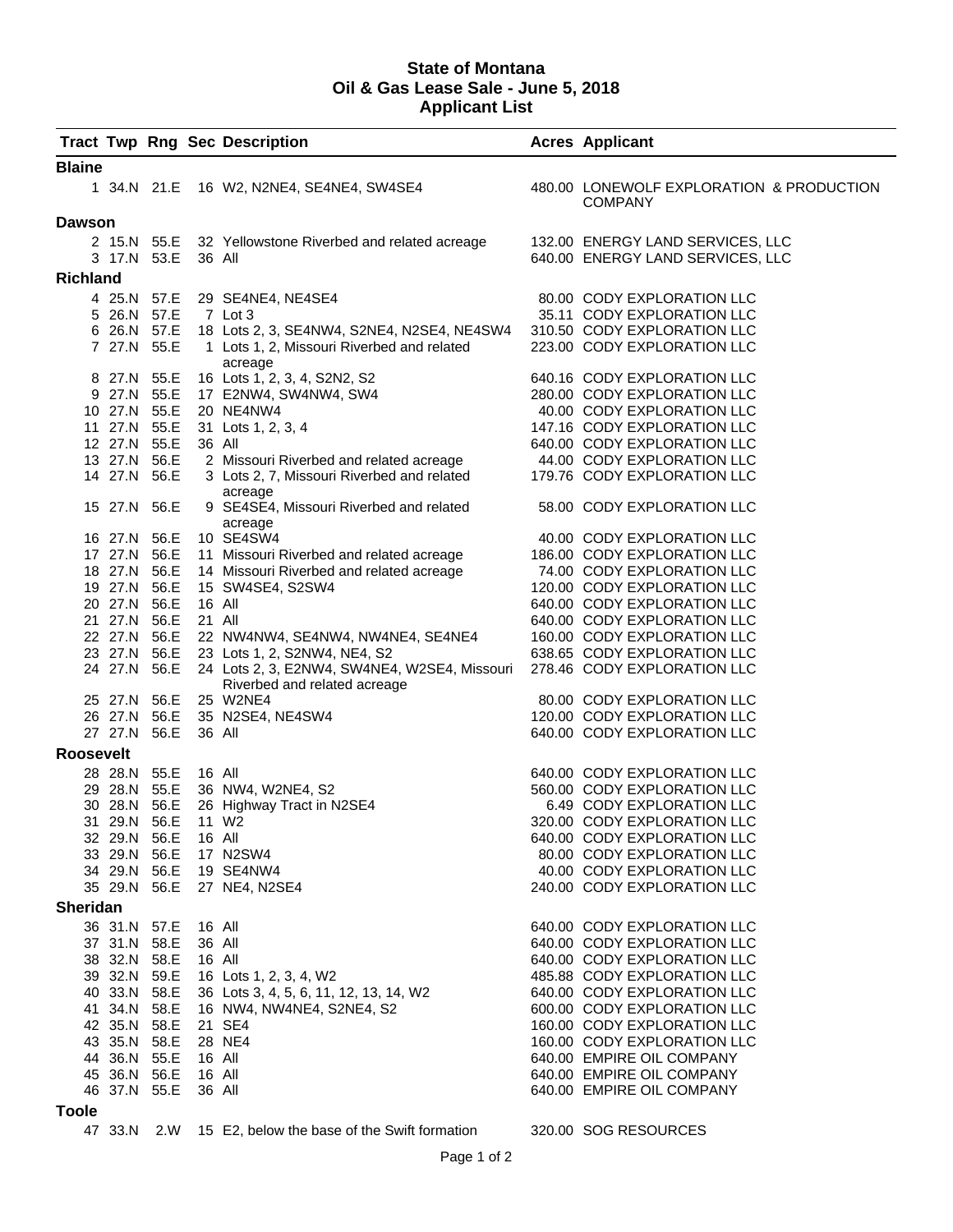**State of Montana**
**Oil & Gas Lease Sale - June 5, 2018**
**Applicant List**

| Tract | Twp | Rng | Sec | Description | Acres | Applicant |
|---|---|---|---|---|---|---|
| **Blaine** | | | | | | |
| 1 | 34.N | 21.E | 16 | W2, N2NE4, SE4NE4, SW4SE4 | 480.00 | LONEWOLF EXPLORATION & PRODUCTION COMPANY |
| **Dawson** | | | | | | |
| 2 | 15.N | 55.E | 32 | Yellowstone Riverbed and related acreage | 132.00 | ENERGY LAND SERVICES, LLC |
| 3 | 17.N | 53.E | 36 | All | 640.00 | ENERGY LAND SERVICES, LLC |
| **Richland** | | | | | | |
| 4 | 25.N | 57.E | 29 | SE4NE4, NE4SE4 | 80.00 | CODY EXPLORATION LLC |
| 5 | 26.N | 57.E | 7 | Lot 3 | 35.11 | CODY EXPLORATION LLC |
| 6 | 26.N | 57.E | 18 | Lots 2, 3, SE4NW4, S2NE4, N2SE4, NE4SW4 | 310.50 | CODY EXPLORATION LLC |
| 7 | 27.N | 55.E | 1 | Lots 1, 2, Missouri Riverbed and related acreage | 223.00 | CODY EXPLORATION LLC |
| 8 | 27.N | 55.E | 16 | Lots 1, 2, 3, 4, S2N2, S2 | 640.16 | CODY EXPLORATION LLC |
| 9 | 27.N | 55.E | 17 | E2NW4, SW4NW4, SW4 | 280.00 | CODY EXPLORATION LLC |
| 10 | 27.N | 55.E | 20 | NE4NW4 | 40.00 | CODY EXPLORATION LLC |
| 11 | 27.N | 55.E | 31 | Lots 1, 2, 3, 4 | 147.16 | CODY EXPLORATION LLC |
| 12 | 27.N | 55.E | 36 | All | 640.00 | CODY EXPLORATION LLC |
| 13 | 27.N | 56.E | 2 | Missouri Riverbed and related acreage | 44.00 | CODY EXPLORATION LLC |
| 14 | 27.N | 56.E | 3 | Lots 2, 7, Missouri Riverbed and related acreage | 179.76 | CODY EXPLORATION LLC |
| 15 | 27.N | 56.E | 9 | SE4SE4, Missouri Riverbed and related acreage | 58.00 | CODY EXPLORATION LLC |
| 16 | 27.N | 56.E | 10 | SE4SW4 | 40.00 | CODY EXPLORATION LLC |
| 17 | 27.N | 56.E | 11 | Missouri Riverbed and related acreage | 186.00 | CODY EXPLORATION LLC |
| 18 | 27.N | 56.E | 14 | Missouri Riverbed and related acreage | 74.00 | CODY EXPLORATION LLC |
| 19 | 27.N | 56.E | 15 | SW4SE4, S2SW4 | 120.00 | CODY EXPLORATION LLC |
| 20 | 27.N | 56.E | 16 | All | 640.00 | CODY EXPLORATION LLC |
| 21 | 27.N | 56.E | 21 | All | 640.00 | CODY EXPLORATION LLC |
| 22 | 27.N | 56.E | 22 | NW4NW4, SE4NW4, NW4NE4, SE4NE4 | 160.00 | CODY EXPLORATION LLC |
| 23 | 27.N | 56.E | 23 | Lots 1, 2, S2NW4, NE4, S2 | 638.65 | CODY EXPLORATION LLC |
| 24 | 27.N | 56.E | 24 | Lots 2, 3, E2NW4, SW4NE4, W2SE4, Missouri Riverbed and related acreage | 278.46 | CODY EXPLORATION LLC |
| 25 | 27.N | 56.E | 25 | W2NE4 | 80.00 | CODY EXPLORATION LLC |
| 26 | 27.N | 56.E | 35 | N2SE4, NE4SW4 | 120.00 | CODY EXPLORATION LLC |
| 27 | 27.N | 56.E | 36 | All | 640.00 | CODY EXPLORATION LLC |
| **Roosevelt** | | | | | | |
| 28 | 28.N | 55.E | 16 | All | 640.00 | CODY EXPLORATION LLC |
| 29 | 28.N | 55.E | 36 | NW4, W2NE4, S2 | 560.00 | CODY EXPLORATION LLC |
| 30 | 28.N | 56.E | 26 | Highway Tract in N2SE4 | 6.49 | CODY EXPLORATION LLC |
| 31 | 29.N | 56.E | 11 | W2 | 320.00 | CODY EXPLORATION LLC |
| 32 | 29.N | 56.E | 16 | All | 640.00 | CODY EXPLORATION LLC |
| 33 | 29.N | 56.E | 17 | N2SW4 | 80.00 | CODY EXPLORATION LLC |
| 34 | 29.N | 56.E | 19 | SE4NW4 | 40.00 | CODY EXPLORATION LLC |
| 35 | 29.N | 56.E | 27 | NE4, N2SE4 | 240.00 | CODY EXPLORATION LLC |
| **Sheridan** | | | | | | |
| 36 | 31.N | 57.E | 16 | All | 640.00 | CODY EXPLORATION LLC |
| 37 | 31.N | 58.E | 36 | All | 640.00 | CODY EXPLORATION LLC |
| 38 | 32.N | 58.E | 16 | All | 640.00 | CODY EXPLORATION LLC |
| 39 | 32.N | 59.E | 16 | Lots 1, 2, 3, 4, W2 | 485.88 | CODY EXPLORATION LLC |
| 40 | 33.N | 58.E | 36 | Lots 3, 4, 5, 6, 11, 12, 13, 14, W2 | 640.00 | CODY EXPLORATION LLC |
| 41 | 34.N | 58.E | 16 | NW4, NW4NE4, S2NE4, S2 | 600.00 | CODY EXPLORATION LLC |
| 42 | 35.N | 58.E | 21 | SE4 | 160.00 | CODY EXPLORATION LLC |
| 43 | 35.N | 58.E | 28 | NE4 | 160.00 | CODY EXPLORATION LLC |
| 44 | 36.N | 55.E | 16 | All | 640.00 | EMPIRE OIL COMPANY |
| 45 | 36.N | 56.E | 16 | All | 640.00 | EMPIRE OIL COMPANY |
| 46 | 37.N | 55.E | 36 | All | 640.00 | EMPIRE OIL COMPANY |
| **Toole** | | | | | | |
| 47 | 33.N | 2.W | 15 | E2, below the base of the Swift formation | 320.00 | SOG RESOURCES |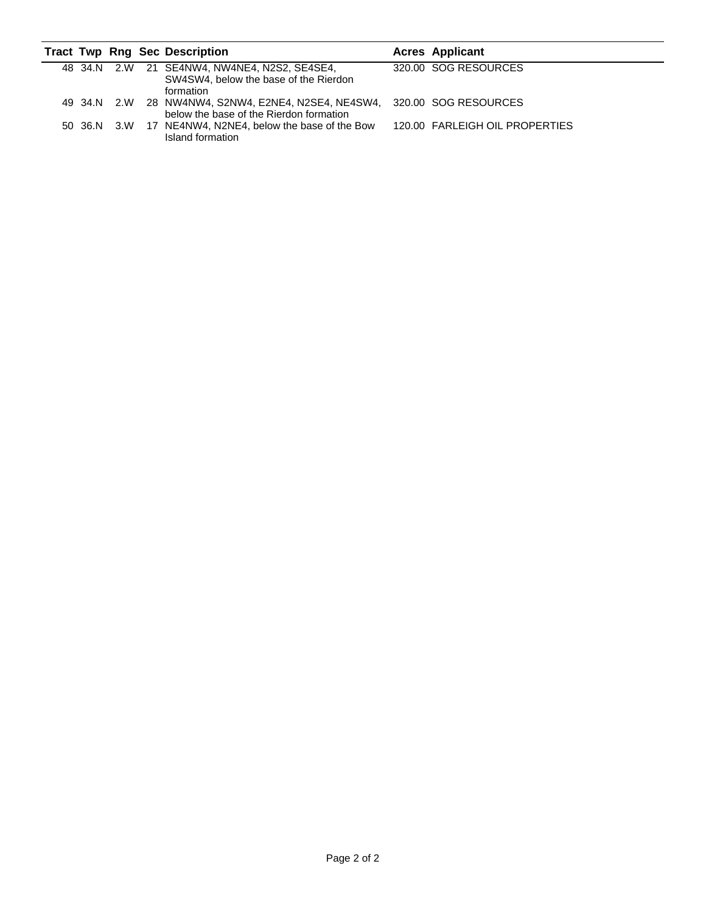| Tract | Twp | Rng | Sec | Description | Acres | Applicant |
|---|---|---|---|---|---|---|
| 48 | 34.N | 2.W | 21 | SE4NW4, NW4NE4, N2S2, SE4SE4, SW4SW4, below the base of the Rierdon formation | 320.00 | SOG RESOURCES |
| 49 | 34.N | 2.W | 28 | NW4NW4, S2NW4, E2NE4, N2SE4, NE4SW4, below the base of the Rierdon formation | 320.00 | SOG RESOURCES |
| 50 | 36.N | 3.W | 17 | NE4NW4, N2NE4, below the base of the Bow Island formation | 120.00 | FARLEIGH OIL PROPERTIES |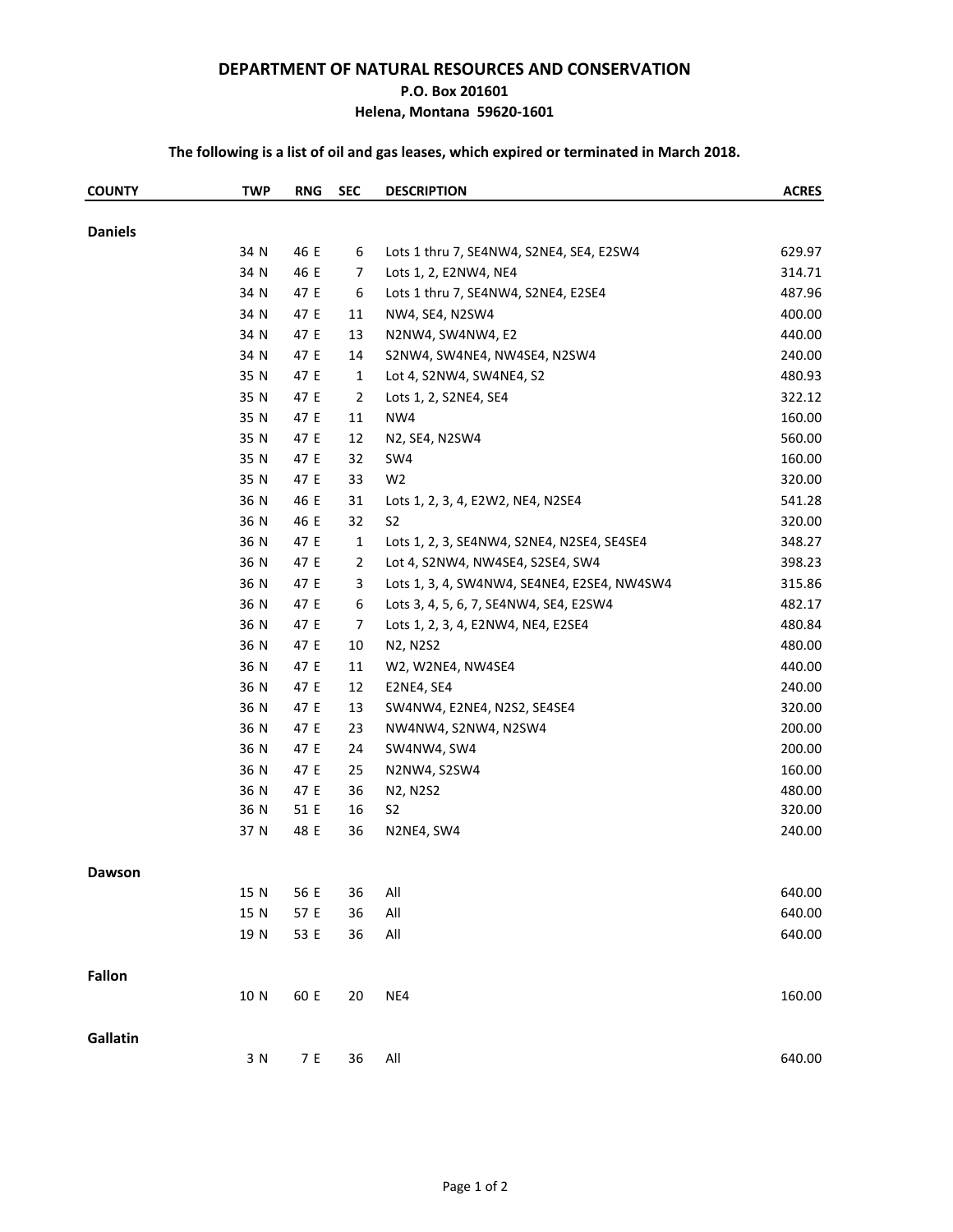**DEPARTMENT OF NATURAL RESOURCES AND CONSERVATION**
**P.O. Box 201601**
**Helena, Montana 59620-1601**

**The following is a list of oil and gas leases, which expired or terminated in March 2018.**

| COUNTY | TWP | RNG | SEC | DESCRIPTION | ACRES |
|---|---|---|---|---|---|
| **Daniels** | | | | | |
| | 34 N | 46 E | 6 | Lots 1 thru 7, SE4NW4, S2NE4, SE4, E2SW4 | 629.97 |
| | 34 N | 46 E | 7 | Lots 1, 2, E2NW4, NE4 | 314.71 |
| | 34 N | 47 E | 6 | Lots 1 thru 7, SE4NW4, S2NE4, E2SE4 | 487.96 |
| | 34 N | 47 E | 11 | NW4, SE4, N2SW4 | 400.00 |
| | 34 N | 47 E | 13 | N2NW4, SW4NW4, E2 | 440.00 |
| | 34 N | 47 E | 14 | S2NW4, SW4NE4, NW4SE4, N2SW4 | 240.00 |
| | 35 N | 47 E | 1 | Lot 4, S2NW4, SW4NE4, S2 | 480.93 |
| | 35 N | 47 E | 2 | Lots 1, 2, S2NE4, SE4 | 322.12 |
| | 35 N | 47 E | 11 | NW4 | 160.00 |
| | 35 N | 47 E | 12 | N2, SE4, N2SW4 | 560.00 |
| | 35 N | 47 E | 32 | SW4 | 160.00 |
| | 35 N | 47 E | 33 | W2 | 320.00 |
| | 36 N | 46 E | 31 | Lots 1, 2, 3, 4, E2W2, NE4, N2SE4 | 541.28 |
| | 36 N | 46 E | 32 | S2 | 320.00 |
| | 36 N | 47 E | 1 | Lots 1, 2, 3, SE4NW4, S2NE4, N2SE4, SE4SE4 | 348.27 |
| | 36 N | 47 E | 2 | Lot 4, S2NW4, NW4SE4, S2SE4, SW4 | 398.23 |
| | 36 N | 47 E | 3 | Lots 1, 3, 4, SW4NW4, SE4NE4, E2SE4, NW4SW4 | 315.86 |
| | 36 N | 47 E | 6 | Lots 3, 4, 5, 6, 7, SE4NW4, SE4, E2SW4 | 482.17 |
| | 36 N | 47 E | 7 | Lots 1, 2, 3, 4, E2NW4, NE4, E2SE4 | 480.84 |
| | 36 N | 47 E | 10 | N2, N2S2 | 480.00 |
| | 36 N | 47 E | 11 | W2, W2NE4, NW4SE4 | 440.00 |
| | 36 N | 47 E | 12 | E2NE4, SE4 | 240.00 |
| | 36 N | 47 E | 13 | SW4NW4, E2NE4, N2S2, SE4SE4 | 320.00 |
| | 36 N | 47 E | 23 | NW4NW4, S2NW4, N2SW4 | 200.00 |
| | 36 N | 47 E | 24 | SW4NW4, SW4 | 200.00 |
| | 36 N | 47 E | 25 | N2NW4, S2SW4 | 160.00 |
| | 36 N | 47 E | 36 | N2, N2S2 | 480.00 |
| | 36 N | 51 E | 16 | S2 | 320.00 |
| | 37 N | 48 E | 36 | N2NE4, SW4 | 240.00 |
| **Dawson** | | | | | |
| | 15 N | 56 E | 36 | All | 640.00 |
| | 15 N | 57 E | 36 | All | 640.00 |
| | 19 N | 53 E | 36 | All | 640.00 |
| **Fallon** | | | | | |
| | 10 N | 60 E | 20 | NE4 | 160.00 |
| **Gallatin** | | | | | |
| | 3 N | 7 E | 36 | All | 640.00 |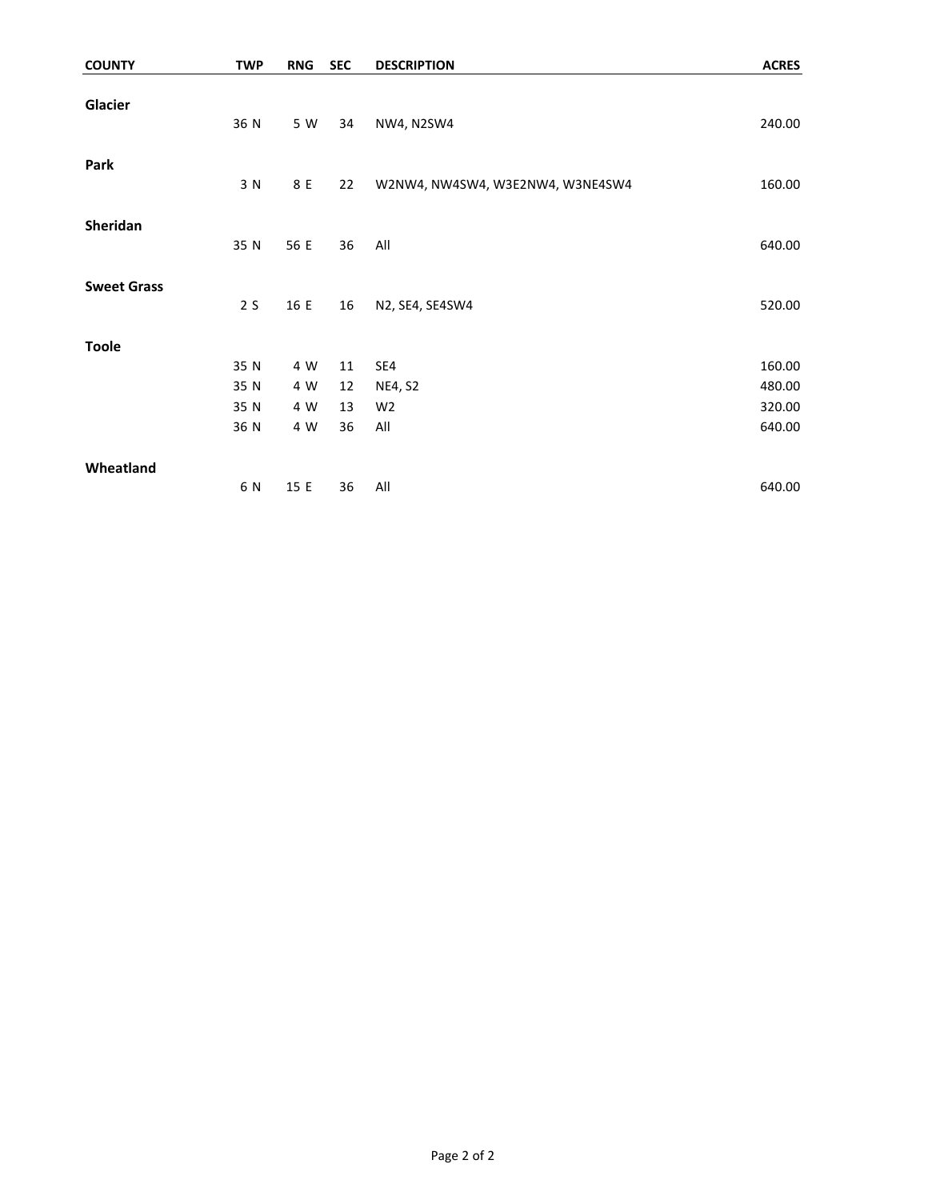| COUNTY | TWP | RNG | SEC | DESCRIPTION | ACRES |
|---|---|---|---|---|---|
| **Glacier** | | | | | |
| | 36 N | 5 W | 34 | NW4, N2SW4 | 240.00 |
| **Park** | | | | | |
| | 3 N | 8 E | 22 | W2NW4, NW4SW4, W3E2NW4, W3NE4SW4 | 160.00 |
| **Sheridan** | | | | | |
| | 35 N | 56 E | 36 | All | 640.00 |
| **Sweet Grass** | | | | | |
| | 2 S | 16 E | 16 | N2, SE4, SE4SW4 | 520.00 |
| **Toole** | | | | | |
| | 35 N | 4 W | 11 | SE4 | 160.00 |
| | 35 N | 4 W | 12 | NE4, S2 | 480.00 |
| | 35 N | 4 W | 13 | W2 | 320.00 |
| | 36 N | 4 W | 36 | All | 640.00 |
| **Wheatland** | | | | | |
| | 6 N | 15 E | 36 | All | 640.00 |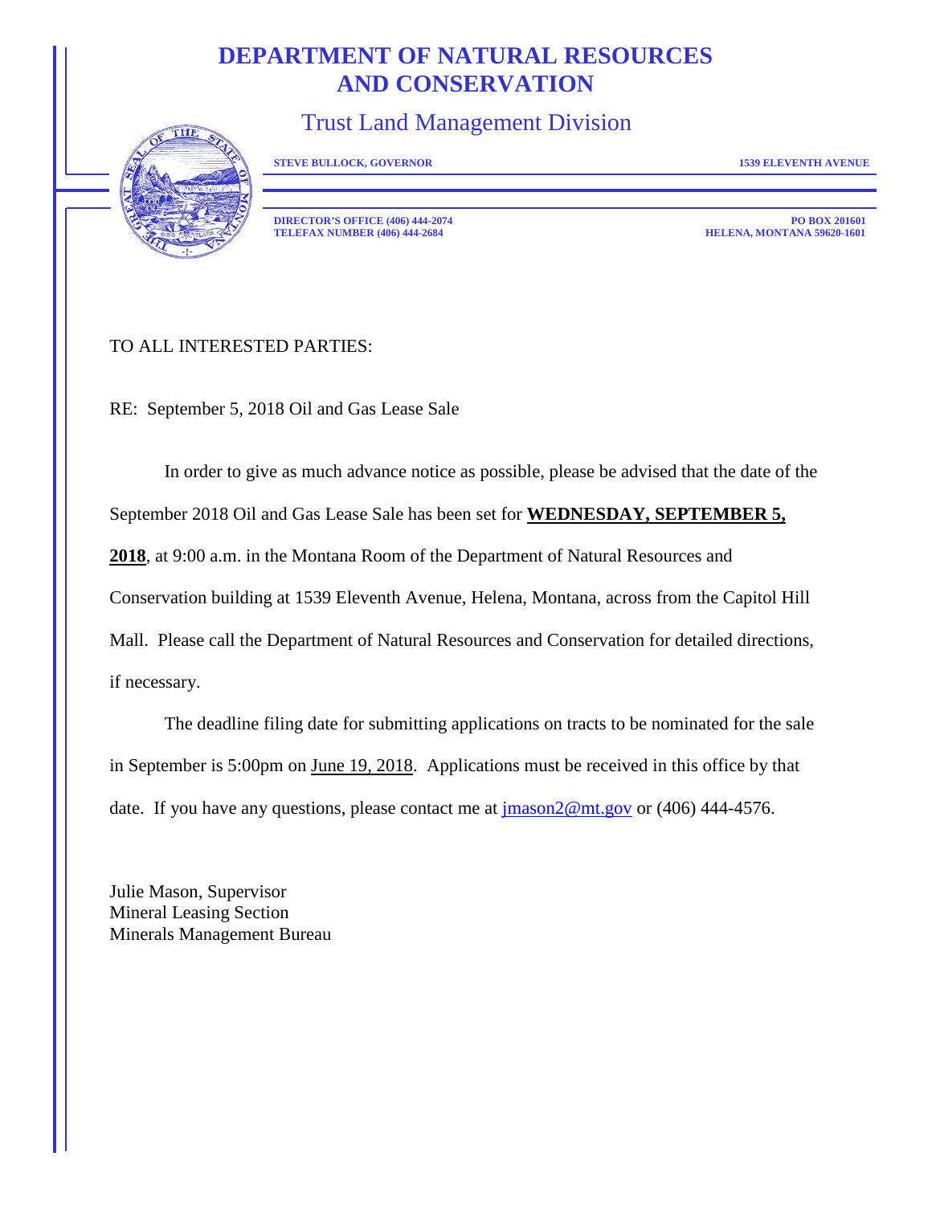# DEPARTMENT OF NATURAL RESOURCES AND CONSERVATION

## Trust Land Management Division

**STEVE BULLOCK, GOVERNOR** | **1539 ELEVENTH AVENUE**

**DIRECTOR'S OFFICE (406) 444-2074**
**TELEFAX NUMBER (406) 444-2684**

**PO BOX 201601**
**HELENA, MONTANA 59620-1601**

TO ALL INTERESTED PARTIES:

RE: September 5, 2018 Oil and Gas Lease Sale

In order to give as much advance notice as possible, please be advised that the date of the September 2018 Oil and Gas Lease Sale has been set for **WEDNESDAY, SEPTEMBER 5, 2018**, at 9:00 a.m. in the Montana Room of the Department of Natural Resources and Conservation building at 1539 Eleventh Avenue, Helena, Montana, across from the Capitol Hill Mall. Please call the Department of Natural Resources and Conservation for detailed directions, if necessary.

The deadline filing date for submitting applications on tracts to be nominated for the sale in September is 5:00pm on June 19, 2018. Applications must be received in this office by that date. If you have any questions, please contact me at jmason2@mt.gov or (406) 444-4576.

Julie Mason, Supervisor
Mineral Leasing Section
Minerals Management Bureau